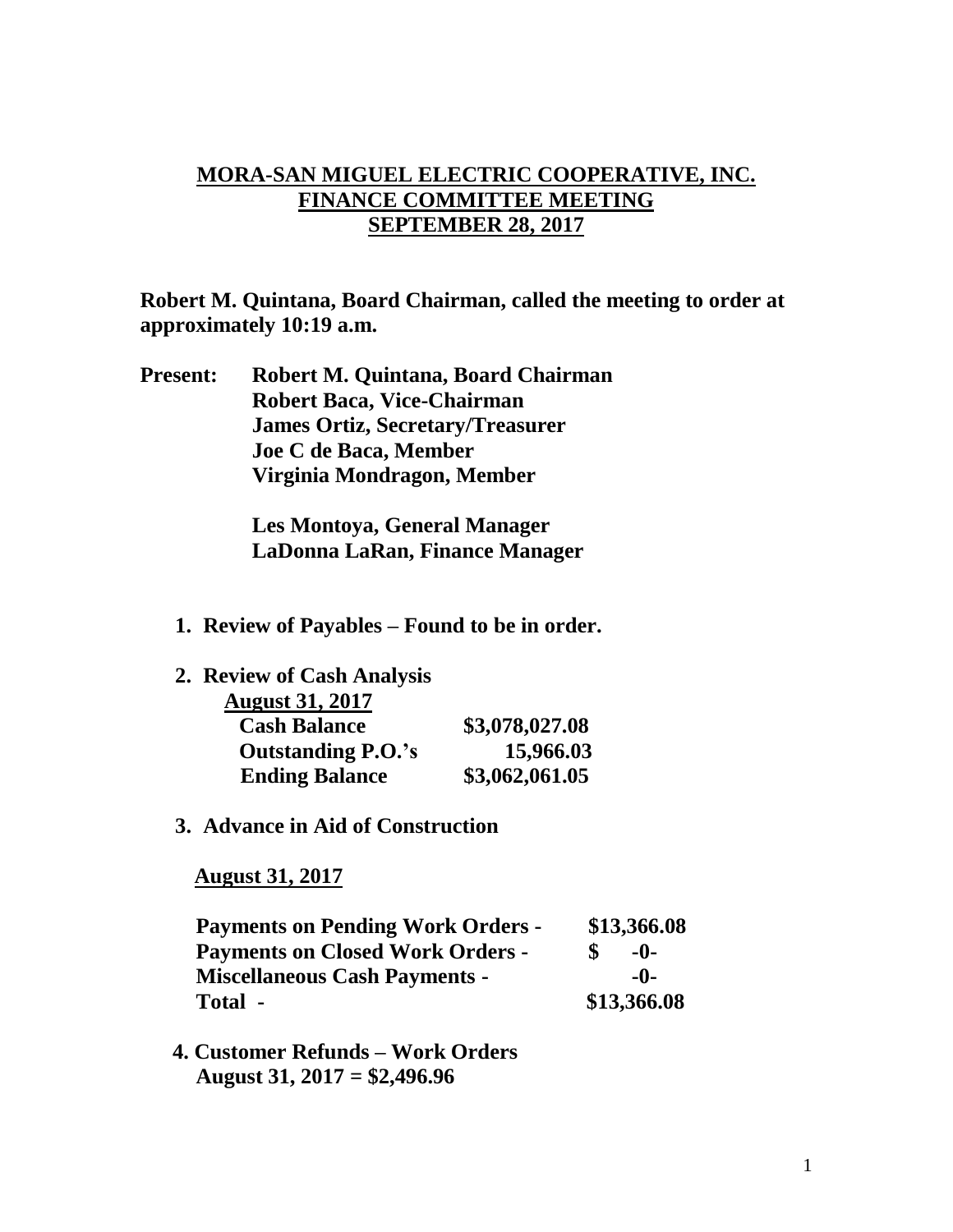# MORA-SAN MIGUEL ELECTRIC COOPERATIVE, INC.
## FINANCE COMMITTEE MEETING
## SEPTEMBER 28, 2017

**Robert M. Quintana, Board Chairman, called the meeting to order at approximately 10:19 a.m.**

**Present:** **Robert M. Quintana, Board Chairman**
**Robert Baca, Vice-Chairman**
**James Ortiz, Secretary/Treasurer**
**Joe C de Baca, Member**
**Virginia Mondragon, Member**

**Les Montoya, General Manager**
**LaDonna LaRan, Finance Manager**

1. **Review of Payables – Found to be in order.**

2. **Review of Cash Analysis**

   **August 31, 2017**

| | |
|---|---|
| **Cash Balance** | **$3,078,027.08** |
| **Outstanding P.O.'s** | **15,966.03** |
| **Ending Balance** | **$3,062,061.05** |

3. **Advance in Aid of Construction**

   **August 31, 2017**

| | |
|---|---|
| **Payments on Pending Work Orders -** | **$13,366.08** |
| **Payments on Closed Work Orders -** | **$ -0-** |
| **Miscellaneous Cash Payments -** | **-0-** |
| **Total -** | **$13,366.08** |

4. **Customer Refunds – Work Orders**
   **August 31, 2017 = $2,496.96**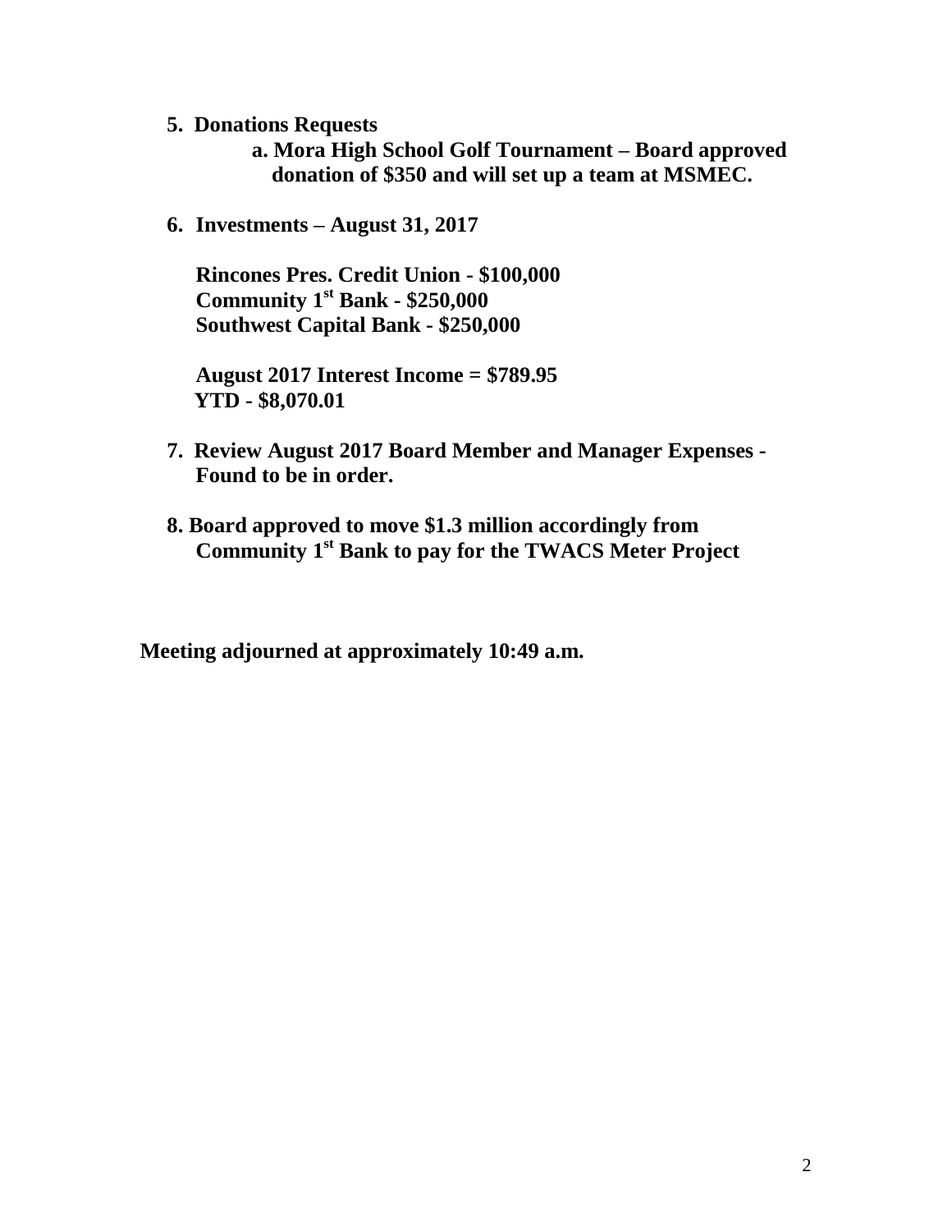**5. Donations Requests**

**a. Mora High School Golf Tournament – Board approved donation of $350 and will set up a team at MSMEC.**

**6. Investments – August 31, 2017**

**Rincones Pres. Credit Union - $100,000**
**Community 1st Bank - $250,000**
**Southwest Capital Bank - $250,000**

**August 2017 Interest Income = $789.95**
**YTD - $8,070.01**

**7. Review August 2017 Board Member and Manager Expenses - Found to be in order.**

**8. Board approved to move $1.3 million accordingly from Community 1st Bank to pay for the TWACS Meter Project**

**Meeting adjourned at approximately 10:49 a.m.**